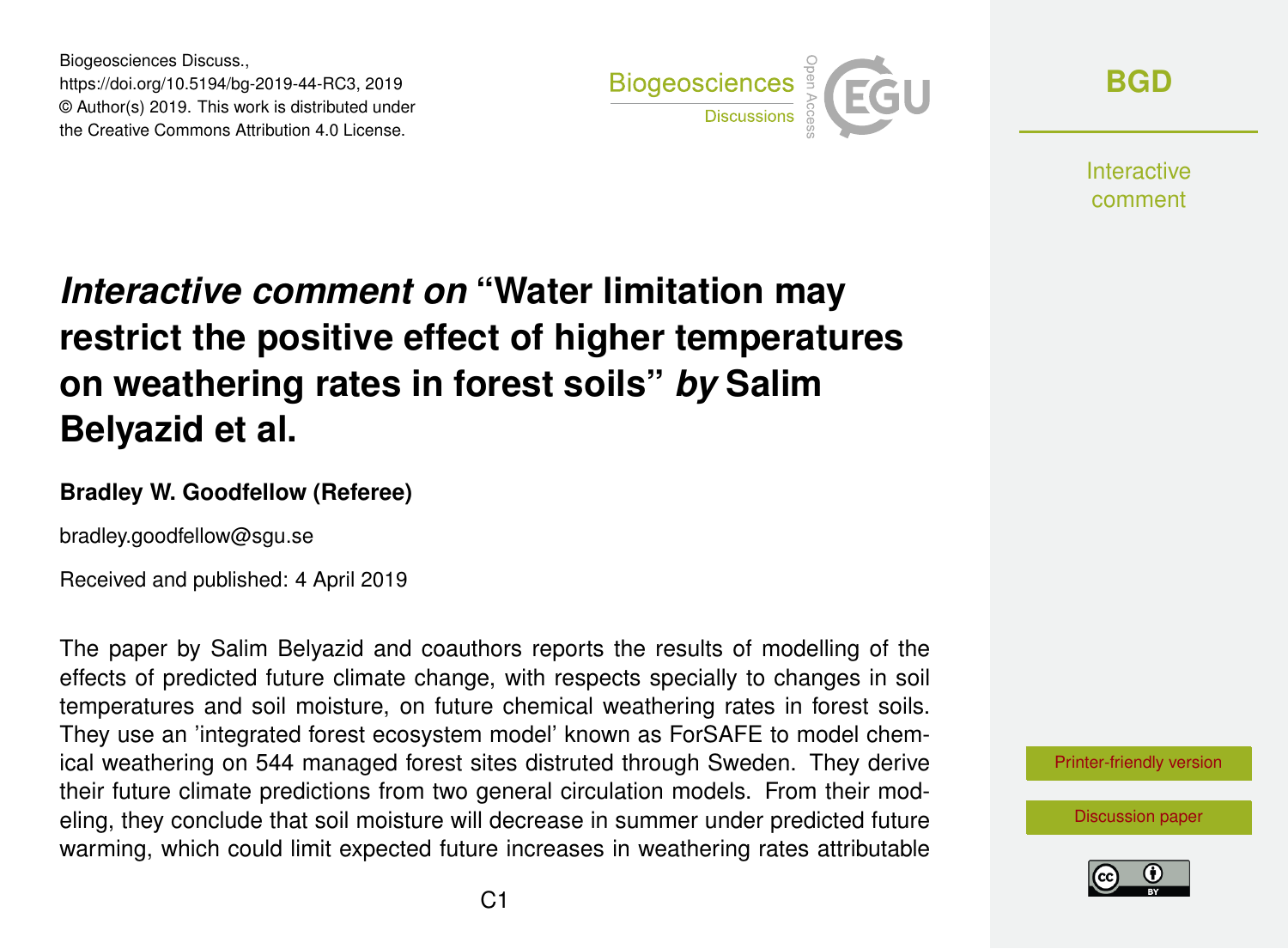Biogeosciences Discuss.,
https://doi.org/10.5194/bg-2019-44-RC3, 2019
© Author(s) 2019. This work is distributed under
the Creative Commons Attribution 4.0 License.

# *Interactive comment on* "Water limitation may restrict the positive effect of higher temperatures on weathering rates in forest soils" *by* Salim Belyazid et al.

**Bradley W. Goodfellow (Referee)**

bradley.goodfellow@sgu.se

Received and published: 4 April 2019

The paper by Salim Belyazid and coauthors reports the results of modelling of the effects of predicted future climate change, with respects specially to changes in soil temperatures and soil moisture, on future chemical weathering rates in forest soils. They use an 'integrated forest ecosystem model' known as ForSAFE to model chemical weathering on 544 managed forest sites distruted through Sweden. They derive their future climate predictions from two general circulation models. From their modeling, they conclude that soil moisture will decrease in summer under predicted future warming, which could limit expected future increases in weathering rates attributable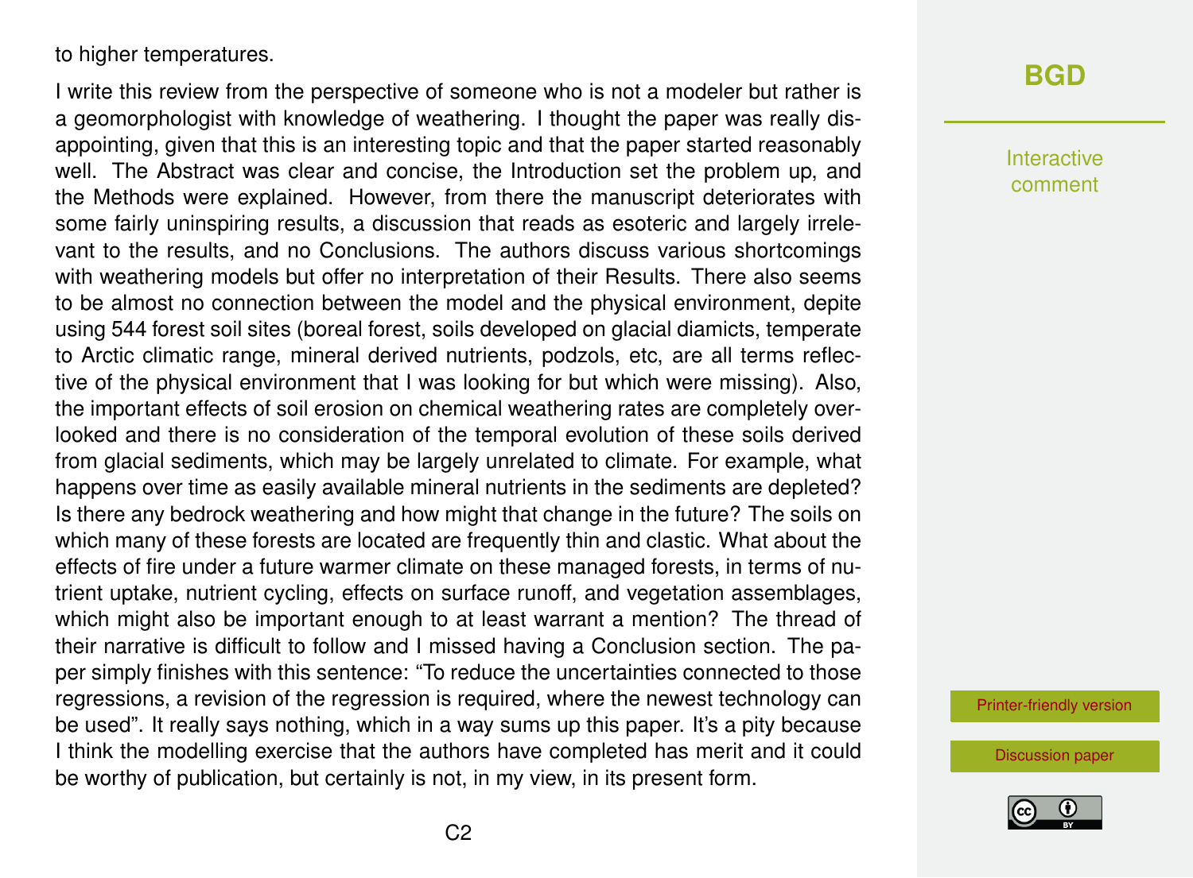to higher temperatures.

I write this review from the perspective of someone who is not a modeler but rather is a geomorphologist with knowledge of weathering. I thought the paper was really disappointing, given that this is an interesting topic and that the paper started reasonably well. The Abstract was clear and concise, the Introduction set the problem up, and the Methods were explained. However, from there the manuscript deteriorates with some fairly uninspiring results, a discussion that reads as esoteric and largely irrelevant to the results, and no Conclusions. The authors discuss various shortcomings with weathering models but offer no interpretation of their Results. There also seems to be almost no connection between the model and the physical environment, depite using 544 forest soil sites (boreal forest, soils developed on glacial diamicts, temperate to Arctic climatic range, mineral derived nutrients, podzols, etc, are all terms reflective of the physical environment that I was looking for but which were missing). Also, the important effects of soil erosion on chemical weathering rates are completely overlooked and there is no consideration of the temporal evolution of these soils derived from glacial sediments, which may be largely unrelated to climate. For example, what happens over time as easily available mineral nutrients in the sediments are depleted? Is there any bedrock weathering and how might that change in the future? The soils on which many of these forests are located are frequently thin and clastic. What about the effects of fire under a future warmer climate on these managed forests, in terms of nutrient uptake, nutrient cycling, effects on surface runoff, and vegetation assemblages, which might also be important enough to at least warrant a mention? The thread of their narrative is difficult to follow and I missed having a Conclusion section. The paper simply finishes with this sentence: "To reduce the uncertainties connected to those regressions, a revision of the regression is required, where the newest technology can be used". It really says nothing, which in a way sums up this paper. It's a pity because I think the modelling exercise that the authors have completed has merit and it could be worthy of publication, but certainly is not, in my view, in its present form.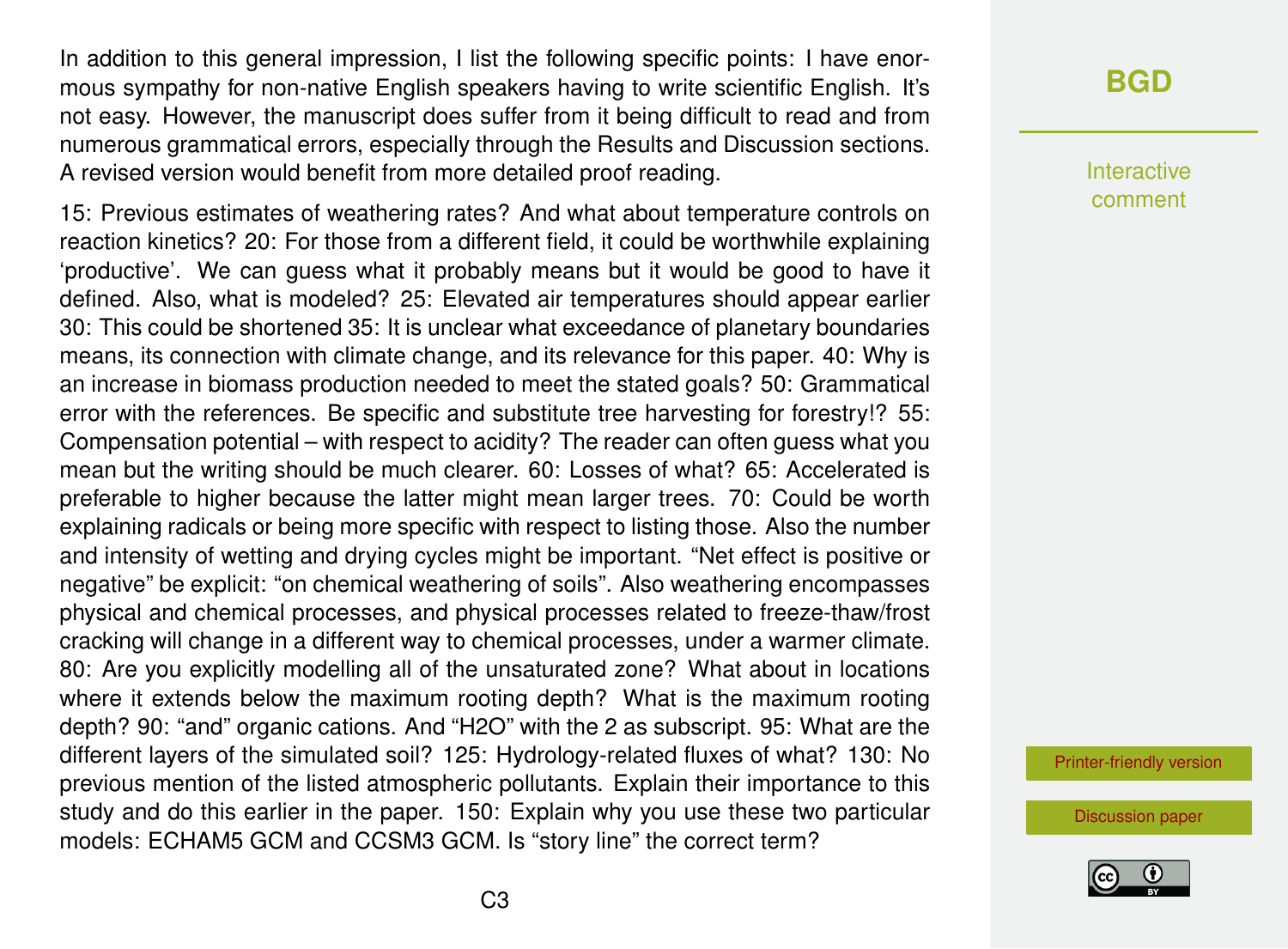In addition to this general impression, I list the following specific points: I have enormous sympathy for non-native English speakers having to write scientific English. It's not easy. However, the manuscript does suffer from it being difficult to read and from numerous grammatical errors, especially through the Results and Discussion sections. A revised version would benefit from more detailed proof reading.

15: Previous estimates of weathering rates? And what about temperature controls on reaction kinetics? 20: For those from a different field, it could be worthwhile explaining 'productive'. We can guess what it probably means but it would be good to have it defined. Also, what is modeled? 25: Elevated air temperatures should appear earlier 30: This could be shortened 35: It is unclear what exceedance of planetary boundaries means, its connection with climate change, and its relevance for this paper. 40: Why is an increase in biomass production needed to meet the stated goals? 50: Grammatical error with the references. Be specific and substitute tree harvesting for forestry!? 55: Compensation potential – with respect to acidity? The reader can often guess what you mean but the writing should be much clearer. 60: Losses of what? 65: Accelerated is preferable to higher because the latter might mean larger trees. 70: Could be worth explaining radicals or being more specific with respect to listing those. Also the number and intensity of wetting and drying cycles might be important. "Net effect is positive or negative" be explicit: "on chemical weathering of soils". Also weathering encompasses physical and chemical processes, and physical processes related to freeze-thaw/frost cracking will change in a different way to chemical processes, under a warmer climate. 80: Are you explicitly modelling all of the unsaturated zone? What about in locations where it extends below the maximum rooting depth? What is the maximum rooting depth? 90: "and" organic cations. And "H2O" with the 2 as subscript. 95: What are the different layers of the simulated soil? 125: Hydrology-related fluxes of what? 130: No previous mention of the listed atmospheric pollutants. Explain their importance to this study and do this earlier in the paper. 150: Explain why you use these two particular models: ECHAM5 GCM and CCSM3 GCM. Is "story line" the correct term?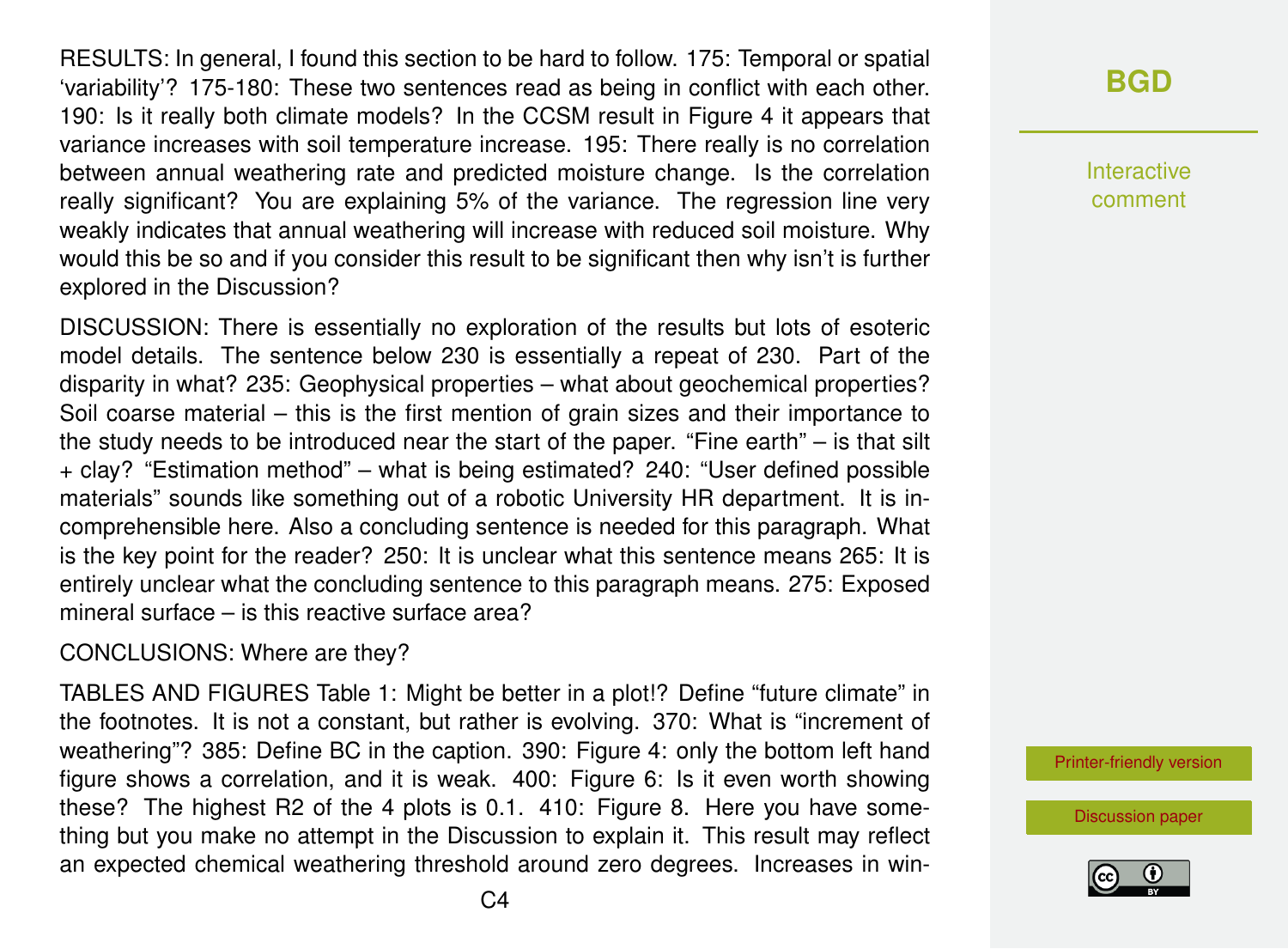RESULTS: In general, I found this section to be hard to follow. 175: Temporal or spatial 'variability'? 175-180: These two sentences read as being in conflict with each other. 190: Is it really both climate models? In the CCSM result in Figure 4 it appears that variance increases with soil temperature increase. 195: There really is no correlation between annual weathering rate and predicted moisture change. Is the correlation really significant? You are explaining 5% of the variance. The regression line very weakly indicates that annual weathering will increase with reduced soil moisture. Why would this be so and if you consider this result to be significant then why isn't is further explored in the Discussion?

DISCUSSION: There is essentially no exploration of the results but lots of esoteric model details. The sentence below 230 is essentially a repeat of 230. Part of the disparity in what? 235: Geophysical properties – what about geochemical properties? Soil coarse material – this is the first mention of grain sizes and their importance to the study needs to be introduced near the start of the paper. "Fine earth" – is that silt + clay? "Estimation method" – what is being estimated? 240: "User defined possible materials" sounds like something out of a robotic University HR department. It is incomprehensible here. Also a concluding sentence is needed for this paragraph. What is the key point for the reader? 250: It is unclear what this sentence means 265: It is entirely unclear what the concluding sentence to this paragraph means. 275: Exposed mineral surface – is this reactive surface area?

CONCLUSIONS: Where are they?

TABLES AND FIGURES Table 1: Might be better in a plot!? Define "future climate" in the footnotes. It is not a constant, but rather is evolving. 370: What is "increment of weathering"? 385: Define BC in the caption. 390: Figure 4: only the bottom left hand figure shows a correlation, and it is weak. 400: Figure 6: Is it even worth showing these? The highest $R^2$ of the 4 plots is 0.1. 410: Figure 8. Here you have something but you make no attempt in the Discussion to explain it. This result may reflect an expected chemical weathering threshold around zero degrees. Increases in win-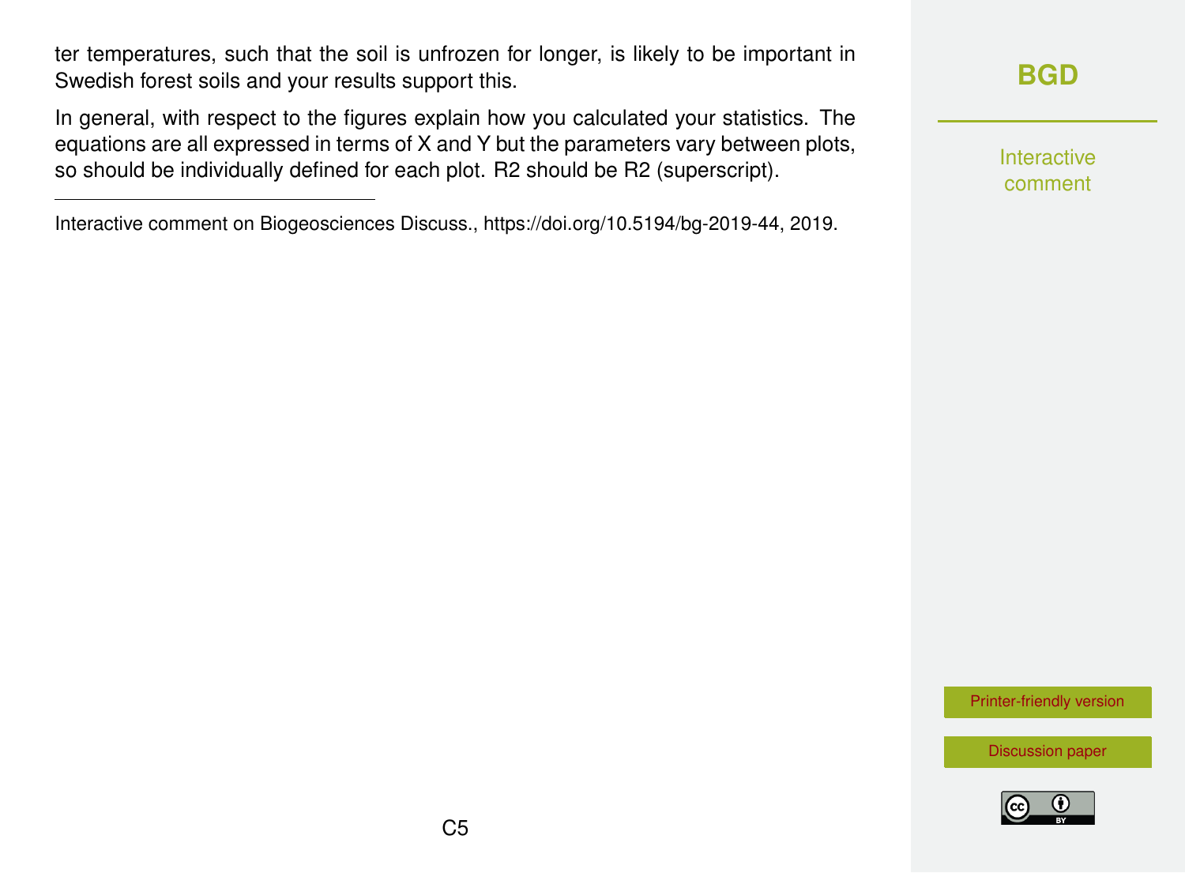ter temperatures, such that the soil is unfrozen for longer, is likely to be important in Swedish forest soils and your results support this.

In general, with respect to the figures explain how you calculated your statistics. The equations are all expressed in terms of X and Y but the parameters vary between plots, so should be individually defined for each plot. R2 should be R2 (superscript).

---

Interactive comment on Biogeosciences Discuss., https://doi.org/10.5194/bg-2019-44, 2019.